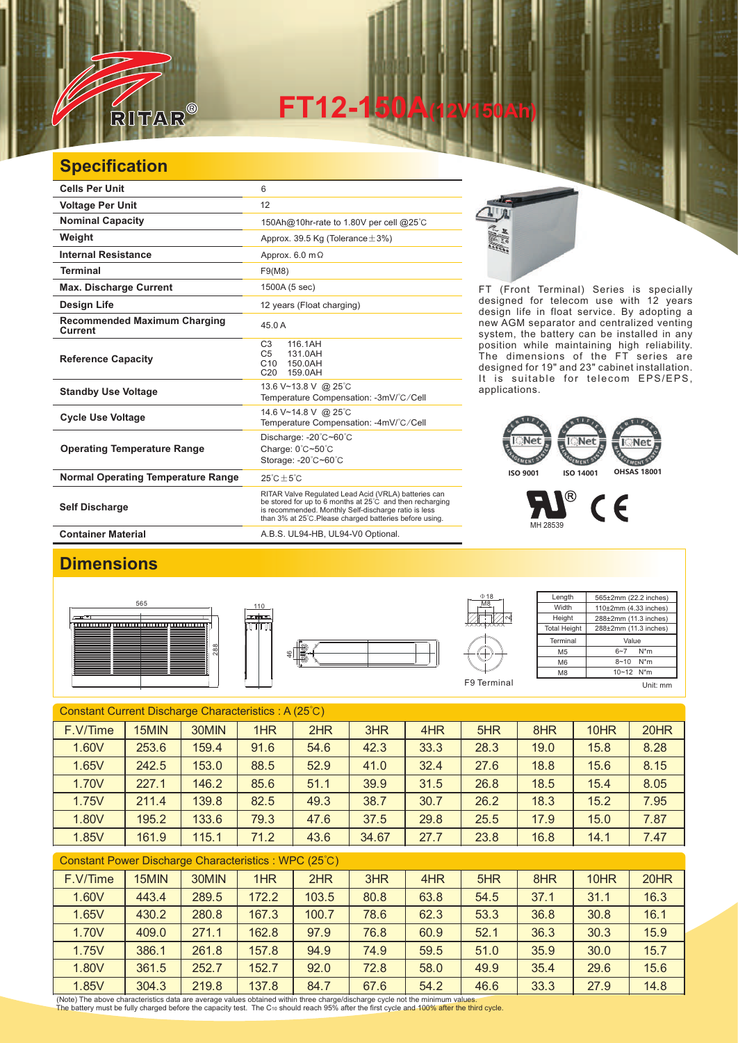RITAR®

# FT12-150A(12V150Ah)

## Specification

| | |
|---|---|
| **Cells Per Unit** | 6 |
| **Voltage Per Unit** | 12 |
| **Nominal Capacity** | 150Ah@10hr-rate to 1.80V per cell @25℃ |
| **Weight** | Approx. 39.5 Kg (Tolerance±3%) |
| **Internal Resistance** | Approx. 6.0 mΩ |
| **Terminal** | F9(M8) |
| **Max. Discharge Current** | 1500A (5 sec) |
| **Design Life** | 12 years (Float charging) |
| **Recommended Maximum Charging Current** | 45.0 A |
| **Reference Capacity** | C3 116.1AH<br>C5 131.0AH<br>C10 150.0AH<br>C20 159.0AH |
| **Standby Use Voltage** | 13.6 V~13.8 V @ 25℃<br>Temperature Compensation: -3mV/℃/Cell |
| **Cycle Use Voltage** | 14.6 V~14.8 V @ 25℃<br>Temperature Compensation: -4mV/℃/Cell |
| **Operating Temperature Range** | Discharge: -20℃~60℃<br>Charge: 0℃~50℃<br>Storage: -20℃~60℃ |
| **Normal Operating Temperature Range** | 25℃±5℃ |
| **Self Discharge** | RITAR Valve Regulated Lead Acid (VRLA) batteries can be stored for up to 6 months at 25℃ and then recharging is recommended. Monthly Self-discharge ratio is less than 3% at 25℃.Please charged batteries before using. |
| **Container Material** | A.B.S. UL94-HB, UL94-V0 Optional. |

FT (Front Terminal) Series is specially designed for telecom use with 12 years design life in float service. By adopting a new AGM separator and centralized venting system, the battery can be installed in any position while maintaining high reliability. The dimensions of the FT series are designed for 19" and 23" cabinet installation. It is suitable for telecom EPS/EPS, applications.

ISO 9001 ISO 14001 OHSAS 18001

MH 28539

## Dimensions

565 110 288 46

Φ18 M8

F9 Terminal

| Length | 565±2mm (22.2 inches) |
|---|---|
| Width | 110±2mm (4.33 inches) |
| Height | 288±2mm (11.3 inches) |
| Total Height | 288±2mm (11.3 inches) |

| Terminal | Value |
|---|---|
| M5 | 6~7 N*m |
| M6 | 8~10 N*m |
| M8 | 10~12 N*m |

Unit: mm

Constant Current Discharge Characteristics : A (25℃)

| F.V/Time | 15MIN | 30MIN | 1HR | 2HR | 3HR | 4HR | 5HR | 8HR | 10HR | 20HR |
|---|---|---|---|---|---|---|---|---|---|---|
| 1.60V | 253.6 | 159.4 | 91.6 | 54.6 | 42.3 | 33.3 | 28.3 | 19.0 | 15.8 | 8.28 |
| 1.65V | 242.5 | 153.0 | 88.5 | 52.9 | 41.0 | 32.4 | 27.6 | 18.8 | 15.6 | 8.15 |
| 1.70V | 227.1 | 146.2 | 85.6 | 51.1 | 39.9 | 31.5 | 26.8 | 18.5 | 15.4 | 8.05 |
| 1.75V | 211.4 | 139.8 | 82.5 | 49.3 | 38.7 | 30.7 | 26.2 | 18.3 | 15.2 | 7.95 |
| 1.80V | 195.2 | 133.6 | 79.3 | 47.6 | 37.5 | 29.8 | 25.5 | 17.9 | 15.0 | 7.87 |
| 1.85V | 161.9 | 115.1 | 71.2 | 43.6 | 34.67 | 27.7 | 23.8 | 16.8 | 14.1 | 7.47 |

Constant Power Discharge Characteristics : WPC (25℃)

| F.V/Time | 15MIN | 30MIN | 1HR | 2HR | 3HR | 4HR | 5HR | 8HR | 10HR | 20HR |
|---|---|---|---|---|---|---|---|---|---|---|
| 1.60V | 443.4 | 289.5 | 172.2 | 103.5 | 80.8 | 63.8 | 54.5 | 37.1 | 31.1 | 16.3 |
| 1.65V | 430.2 | 280.8 | 167.3 | 100.7 | 78.6 | 62.3 | 53.3 | 36.8 | 30.8 | 16.1 |
| 1.70V | 409.0 | 271.1 | 162.8 | 97.9 | 76.8 | 60.9 | 52.1 | 36.3 | 30.3 | 15.9 |
| 1.75V | 386.1 | 261.8 | 157.8 | 94.9 | 74.9 | 59.5 | 51.0 | 35.9 | 30.0 | 15.7 |
| 1.80V | 361.5 | 252.7 | 152.7 | 92.0 | 72.8 | 58.0 | 49.9 | 35.4 | 29.6 | 15.6 |
| 1.85V | 304.3 | 219.8 | 137.8 | 84.7 | 67.6 | 54.2 | 46.6 | 33.3 | 27.9 | 14.8 |

(Note) The above characteristics data are average values obtained within three charge/discharge cycle not the minimum values.
The battery must be fully charged before the capacity test. The $C_{10}$ should reach 95% after the first cycle and 100% after the third cycle.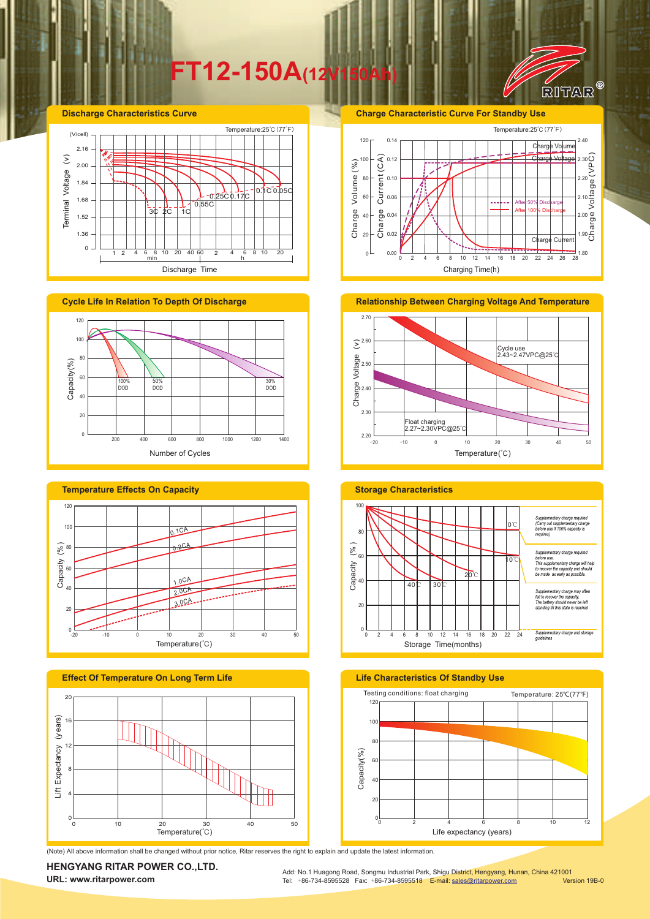# FT12-150A(12V150Ah)

RITAR®

## Discharge Characteristics Curve

Temperature:25°C (77°F)

(V/cell)

Terminal Voltage (v)

2.16
2.00
1.84
1.68
1.52
1.36
0

3C 2C 1C 0.55C 0.25C 0.17C 0.1C 0.05C

1 2 4 6 8 10 20 40 60 2 4 6 8 10 20

min h

Discharge Time

## Charge Characteristic Curve For Standby Use

Temperature:25°C (77°F)

Charge Volume (%) Charge Current (CA) Charge Voltage (VPC)

120 100 80 60 40 20 0

0.14 0.12 0.10 0.06 0.04 0.02 0.00

2.40 2.30 2.20 2.10 2.00 1.90 1.80

Charge Volume

Charge Voltage

After 50% Discharge

After 100% Discharge

Charge Current

0 2 4 6 8 10 12 14 16 18 20 22 24 26 28

Charging Time(h)

## Cycle Life In Relation To Depth Of Discharge

Capacity(%)

120 100 80 60 40 20 0

100% DOD

50% DOD

30% DOD

200 400 600 800 1000 1200 1400

Number of Cycles

## Relationship Between Charging Voltage And Temperature

Charge Voltage (v)

2.70 2.60 2.50 2.40 2.30 2.20

Cycle use
2.43~2.47VPC@25°C

Float charging
2.27~2.30VPC@25°C

−20 −10 0 10 20 30 40 50

Temperature(°C)

## Temperature Effects On Capacity

Capacity (%)

120 100 80 60 40 20 0

0.1CA
0.2CA
1.0CA
2.0CA
3.0CA

-20 -10 0 10 20 30 40 50

Temperature(°C)

## Storage Characteristics

Capacity (%)

100 80 60 40 20 0

0°C
10°C
20°C
30°C
40°C

0 2 4 6 8 10 12 14 16 18 20 22 24

Storage Time(months)

*Supplementary charge required (Carry out supplementary charge before use if 100% capacity is requires)*

*Supplementary charge required before use. This supplementary charge will help to recover the capacity and should be made as early as possible.*

*Supplementary charge may often fail to recover the capacity. The battery should never be left standing till this state is reached*

*Supplementary charge and storage guidelines*

## Effect Of Temperature On Long Term Life

Lift Expectancy (years)

20 16 12 8 4 0

0 10 20 30 40 50

Temperature(°C)

## Life Characteristics Of Standby Use

Testing conditions: float charging

Temperature: 25°C(77°F)

Capacity(%)

120 100 80 60 40 20 0

0 2 4 6 8 10 12

Life expectancy (years)

(Note) All above information shall be changed without prior notice, Ritar reserves the right to explain and update the latest information.

**HENGYANG RITAR POWER CO.,LTD.**
**URL: www.ritarpower.com**

Add: No.1 Huagong Road, Songmu Industrial Park, Shigu District, Hengyang, Hunan, China 421001
Tel: +86-734-8595528 Fax: +86-734-8595518 E-mail: sales@ritarpower.com

Version 19B-0